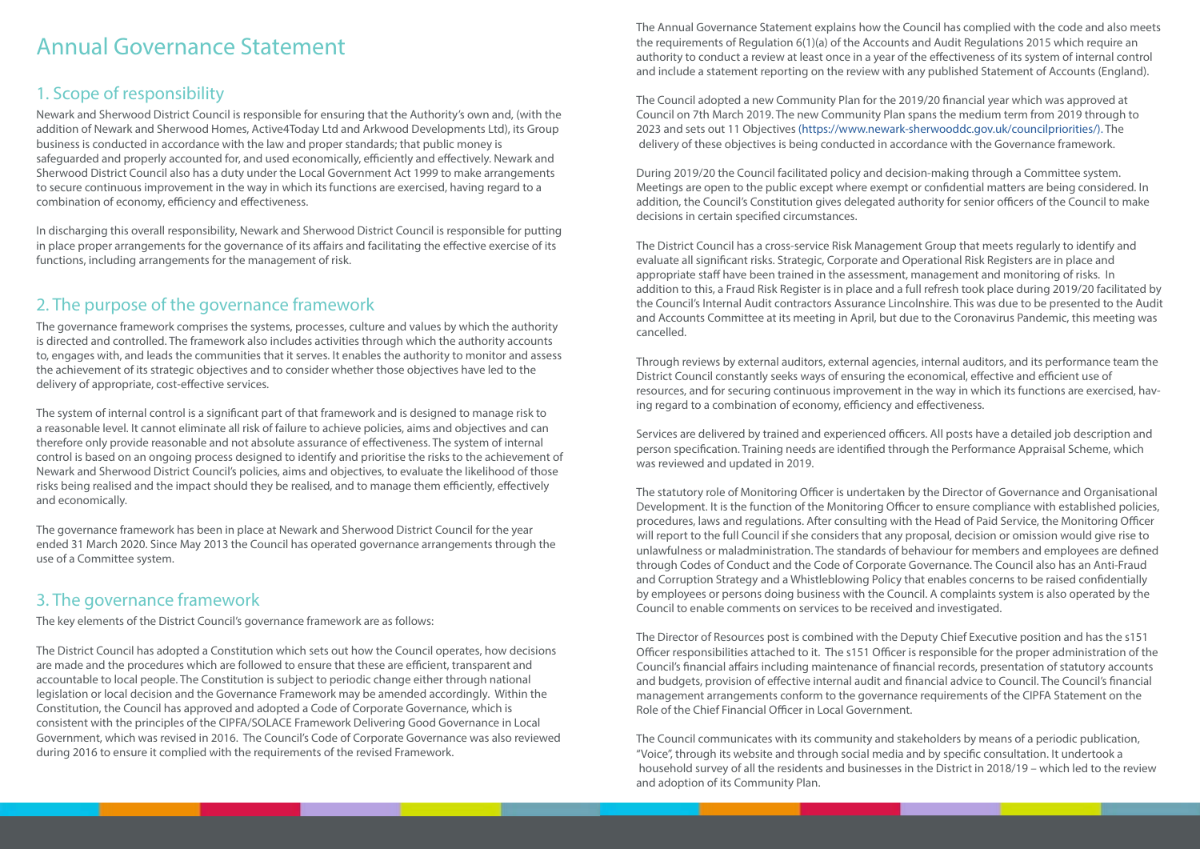# Annual Governance Statement

## 1. Scope of responsibility

Newark and Sherwood District Council is responsible for ensuring that the Authority's own and, (with the addition of Newark and Sherwood Homes, Active4Today Ltd and Arkwood Developments Ltd), its Group business is conducted in accordance with the law and proper standards; that public money is safeguarded and properly accounted for, and used economically, efficiently and effectively. Newark and Sherwood District Council also has a duty under the Local Government Act 1999 to make arrangements to secure continuous improvement in the way in which its functions are exercised, having regard to a combination of economy, efficiency and effectiveness.

In discharging this overall responsibility, Newark and Sherwood District Council is responsible for putting in place proper arrangements for the governance of its affairs and facilitating the effective exercise of its functions, including arrangements for the management of risk.

## 2. The purpose of the governance framework

The governance framework comprises the systems, processes, culture and values by which the authority is directed and controlled. The framework also includes activities through which the authority accounts to, engages with, and leads the communities that it serves. It enables the authority to monitor and assess the achievement of its strategic objectives and to consider whether those objectives have led to the delivery of appropriate, cost-effective services.

The system of internal control is a significant part of that framework and is designed to manage risk to a reasonable level. It cannot eliminate all risk of failure to achieve policies, aims and objectives and can therefore only provide reasonable and not absolute assurance of effectiveness. The system of internal control is based on an ongoing process designed to identify and prioritise the risks to the achievement of Newark and Sherwood District Council's policies, aims and objectives, to evaluate the likelihood of those risks being realised and the impact should they be realised, and to manage them efficiently, effectively and economically.

The governance framework has been in place at Newark and Sherwood District Council for the year ended 31 March 2020. Since May 2013 the Council has operated governance arrangements through the use of a Committee system.

## 3. The governance framework

The key elements of the District Council's governance framework are as follows:

The District Council has adopted a Constitution which sets out how the Council operates, how decisions are made and the procedures which are followed to ensure that these are efficient, transparent and accountable to local people. The Constitution is subject to periodic change either through national legislation or local decision and the Governance Framework may be amended accordingly. Within the Constitution, the Council has approved and adopted a Code of Corporate Governance, which is consistent with the principles of the CIPFA/SOLACE Framework Delivering Good Governance in Local Government, which was revised in 2016. The Council's Code of Corporate Governance was also reviewed during 2016 to ensure it complied with the requirements of the revised Framework.

The Annual Governance Statement explains how the Council has complied with the code and also meets the requirements of Regulation 6(1)(a) of the Accounts and Audit Regulations 2015 which require an authority to conduct a review at least once in a year of the effectiveness of its system of internal control and include a statement reporting on the review with any published Statement of Accounts (England).

The Council adopted a new Community Plan for the 2019/20 financial year which was approved at Council on 7th March 2019. The new Community Plan spans the medium term from 2019 through to 2023 and sets out 11 Objectives (https://www.newark-sherwooddc.gov.uk/councilpriorities/). The delivery of these objectives is being conducted in accordance with the Governance framework.

During 2019/20 the Council facilitated policy and decision-making through a Committee system. Meetings are open to the public except where exempt or confidential matters are being considered. In addition, the Council's Constitution gives delegated authority for senior officers of the Council to make decisions in certain specified circumstances.

The District Council has a cross-service Risk Management Group that meets regularly to identify and evaluate all significant risks. Strategic, Corporate and Operational Risk Registers are in place and appropriate staff have been trained in the assessment, management and monitoring of risks. In addition to this, a Fraud Risk Register is in place and a full refresh took place during 2019/20 facilitated by the Council's Internal Audit contractors Assurance Lincolnshire. This was due to be presented to the Audit and Accounts Committee at its meeting in April, but due to the Coronavirus Pandemic, this meeting was cancelled.

Through reviews by external auditors, external agencies, internal auditors, and its performance team the District Council constantly seeks ways of ensuring the economical, effective and efficient use of resources, and for securing continuous improvement in the way in which its functions are exercised, having regard to a combination of economy, efficiency and effectiveness.

Services are delivered by trained and experienced officers. All posts have a detailed job description and person specification. Training needs are identified through the Performance Appraisal Scheme, which was reviewed and updated in 2019.

The statutory role of Monitoring Officer is undertaken by the Director of Governance and Organisational Development. It is the function of the Monitoring Officer to ensure compliance with established policies, procedures, laws and regulations. After consulting with the Head of Paid Service, the Monitoring Officer will report to the full Council if she considers that any proposal, decision or omission would give rise to unlawfulness or maladministration. The standards of behaviour for members and employees are defined through Codes of Conduct and the Code of Corporate Governance. The Council also has an Anti-Fraud and Corruption Strategy and a Whistleblowing Policy that enables concerns to be raised confidentially by employees or persons doing business with the Council. A complaints system is also operated by the Council to enable comments on services to be received and investigated.

The Director of Resources post is combined with the Deputy Chief Executive position and has the s151 Officer responsibilities attached to it. The s151 Officer is responsible for the proper administration of the Council's financial affairs including maintenance of financial records, presentation of statutory accounts and budgets, provision of effective internal audit and financial advice to Council. The Council's financial management arrangements conform to the governance requirements of the CIPFA Statement on the Role of the Chief Financial Officer in Local Government.

The Council communicates with its community and stakeholders by means of a periodic publication, "Voice", through its website and through social media and by specific consultation. It undertook a household survey of all the residents and businesses in the District in 2018/19 – which led to the review and adoption of its Community Plan.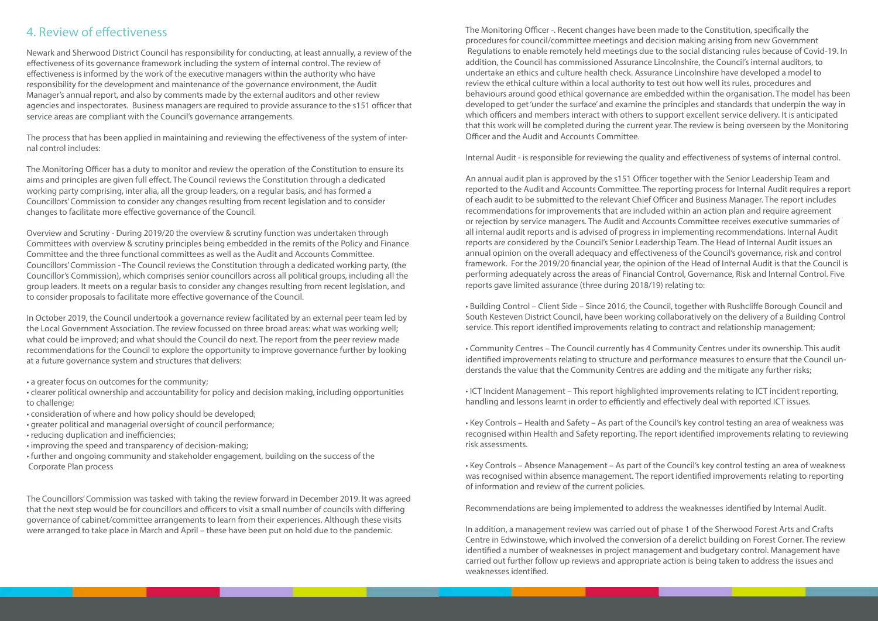## 4. Review of effectiveness

Newark and Sherwood District Council has responsibility for conducting, at least annually, a review of the effectiveness of its governance framework including the system of internal control. The review of effectiveness is informed by the work of the executive managers within the authority who have responsibility for the development and maintenance of the governance environment, the Audit Manager's annual report, and also by comments made by the external auditors and other review agencies and inspectorates. Business managers are required to provide assurance to the s151 officer that service areas are compliant with the Council's governance arrangements.

The process that has been applied in maintaining and reviewing the effectiveness of the system of internal control includes:

The Monitoring Officer has a duty to monitor and review the operation of the Constitution to ensure its aims and principles are given full effect. The Council reviews the Constitution through a dedicated working party comprising, inter alia, all the group leaders, on a regular basis, and has formed a Councillors' Commission to consider any changes resulting from recent legislation and to consider changes to facilitate more effective governance of the Council.

Overview and Scrutiny - During 2019/20 the overview & scrutiny function was undertaken through Committees with overview & scrutiny principles being embedded in the remits of the Policy and Finance Committee and the three functional committees as well as the Audit and Accounts Committee.
Councillors' Commission - The Council reviews the Constitution through a dedicated working party, (the Councillor's Commission), which comprises senior councillors across all political groups, including all the group leaders. It meets on a regular basis to consider any changes resulting from recent legislation, and to consider proposals to facilitate more effective governance of the Council.

In October 2019, the Council undertook a governance review facilitated by an external peer team led by the Local Government Association. The review focussed on three broad areas: what was working well; what could be improved; and what should the Council do next. The report from the peer review made recommendations for the Council to explore the opportunity to improve governance further by looking at a future governance system and structures that delivers:

- a greater focus on outcomes for the community;
- clearer political ownership and accountability for policy and decision making, including opportunities to challenge;
- consideration of where and how policy should be developed;
- greater political and managerial oversight of council performance;
- reducing duplication and inefficiencies;
- improving the speed and transparency of decision-making;
- further and ongoing community and stakeholder engagement, building on the success of the Corporate Plan process

The Councillors' Commission was tasked with taking the review forward in December 2019. It was agreed that the next step would be for councillors and officers to visit a small number of councils with differing governance of cabinet/committee arrangements to learn from their experiences. Although these visits were arranged to take place in March and April – these have been put on hold due to the pandemic.

The Monitoring Officer -. Recent changes have been made to the Constitution, specifically the procedures for council/committee meetings and decision making arising from new Government Regulations to enable remotely held meetings due to the social distancing rules because of Covid-19. In addition, the Council has commissioned Assurance Lincolnshire, the Council's internal auditors, to undertake an ethics and culture health check. Assurance Lincolnshire have developed a model to review the ethical culture within a local authority to test out how well its rules, procedures and behaviours around good ethical governance are embedded within the organisation. The model has been developed to get 'under the surface' and examine the principles and standards that underpin the way in which officers and members interact with others to support excellent service delivery. It is anticipated that this work will be completed during the current year. The review is being overseen by the Monitoring Officer and the Audit and Accounts Committee.

Internal Audit - is responsible for reviewing the quality and effectiveness of systems of internal control.

An annual audit plan is approved by the s151 Officer together with the Senior Leadership Team and reported to the Audit and Accounts Committee. The reporting process for Internal Audit requires a report of each audit to be submitted to the relevant Chief Officer and Business Manager. The report includes recommendations for improvements that are included within an action plan and require agreement or rejection by service managers. The Audit and Accounts Committee receives executive summaries of all internal audit reports and is advised of progress in implementing recommendations. Internal Audit reports are considered by the Council's Senior Leadership Team. The Head of Internal Audit issues an annual opinion on the overall adequacy and effectiveness of the Council's governance, risk and control framework. For the 2019/20 financial year, the opinion of the Head of Internal Audit is that the Council is performing adequately across the areas of Financial Control, Governance, Risk and Internal Control. Five reports gave limited assurance (three during 2018/19) relating to:

- Building Control – Client Side – Since 2016, the Council, together with Rushcliffe Borough Council and South Kesteven District Council, have been working collaboratively on the delivery of a Building Control service. This report identified improvements relating to contract and relationship management;

- Community Centres – The Council currently has 4 Community Centres under its ownership. This audit identified improvements relating to structure and performance measures to ensure that the Council understands the value that the Community Centres are adding and the mitigate any further risks;

- ICT Incident Management – This report highlighted improvements relating to ICT incident reporting, handling and lessons learnt in order to efficiently and effectively deal with reported ICT issues.

- Key Controls – Health and Safety – As part of the Council's key control testing an area of weakness was recognised within Health and Safety reporting. The report identified improvements relating to reviewing risk assessments.

- Key Controls – Absence Management – As part of the Council's key control testing an area of weakness was recognised within absence management. The report identified improvements relating to reporting of information and review of the current policies.

Recommendations are being implemented to address the weaknesses identified by Internal Audit.

In addition, a management review was carried out of phase 1 of the Sherwood Forest Arts and Crafts Centre in Edwinstowe, which involved the conversion of a derelict building on Forest Corner. The review identified a number of weaknesses in project management and budgetary control. Management have carried out further follow up reviews and appropriate action is being taken to address the issues and weaknesses identified.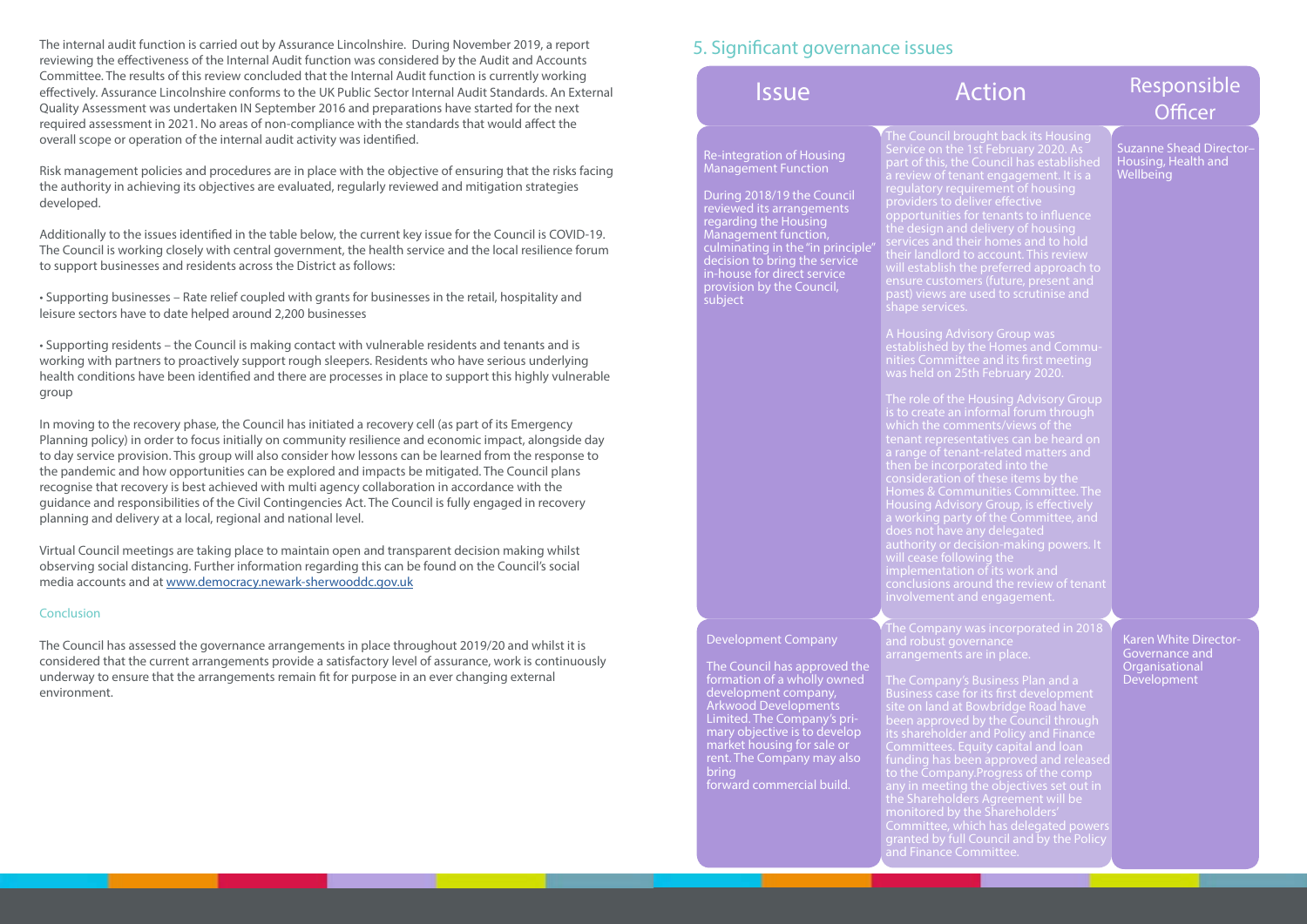The internal audit function is carried out by Assurance Lincolnshire. During November 2019, a report reviewing the effectiveness of the Internal Audit function was considered by the Audit and Accounts Committee. The results of this review concluded that the Internal Audit function is currently working effectively. Assurance Lincolnshire conforms to the UK Public Sector Internal Audit Standards. An External Quality Assessment was undertaken IN September 2016 and preparations have started for the next required assessment in 2021. No areas of non-compliance with the standards that would affect the overall scope or operation of the internal audit activity was identified.

Risk management policies and procedures are in place with the objective of ensuring that the risks facing the authority in achieving its objectives are evaluated, regularly reviewed and mitigation strategies developed.

Additionally to the issues identified in the table below, the current key issue for the Council is COVID-19. The Council is working closely with central government, the health service and the local resilience forum to support businesses and residents across the District as follows:

• Supporting businesses – Rate relief coupled with grants for businesses in the retail, hospitality and leisure sectors have to date helped around 2,200 businesses

• Supporting residents – the Council is making contact with vulnerable residents and tenants and is working with partners to proactively support rough sleepers. Residents who have serious underlying health conditions have been identified and there are processes in place to support this highly vulnerable group

In moving to the recovery phase, the Council has initiated a recovery cell (as part of its Emergency Planning policy) in order to focus initially on community resilience and economic impact, alongside day to day service provision. This group will also consider how lessons can be learned from the response to the pandemic and how opportunities can be explored and impacts be mitigated. The Council plans recognise that recovery is best achieved with multi agency collaboration in accordance with the guidance and responsibilities of the Civil Contingencies Act. The Council is fully engaged in recovery planning and delivery at a local, regional and national level.

Virtual Council meetings are taking place to maintain open and transparent decision making whilst observing social distancing. Further information regarding this can be found on the Council's social media accounts and at www.democracy.newark-sherwooddc.gov.uk

### Conclusion

The Council has assessed the governance arrangements in place throughout 2019/20 and whilst it is considered that the current arrangements provide a satisfactory level of assurance, work is continuously underway to ensure that the arrangements remain fit for purpose in an ever changing external environment.

## 5. Significant governance issues

| Issue | Action | Responsible Officer |
|---|---|---|
| Re-integration of Housing Management Function<br><br>During 2018/19 the Council reviewed its arrangements regarding the Housing Management function, culminating in the "in principle" decision to bring the service in-house for direct service provision by the Council, subject | The Council brought back its Housing Service on the 1st February 2020. As part of this, the Council has established a review of tenant engagement. It is a regulatory requirement of housing providers to deliver effective opportunities for tenants to influence the design and delivery of housing services and their homes and to hold their landlord to account. This review will establish the preferred approach to ensure customers (future, present and past) views are used to scrutinise and shape services.<br><br>A Housing Advisory Group was established by the Homes and Communities Committee and its first meeting was held on 25th February 2020.<br><br>The role of the Housing Advisory Group is to create an informal forum through which the comments/views of the tenant representatives can be heard on a range of tenant-related matters and then be incorporated into the consideration of these items by the Homes & Communities Committee. The Housing Advisory Group, is effectively a working party of the Committee, and does not have any delegated authority or decision-making powers. It will cease following the implementation of its work and conclusions around the review of tenant involvement and engagement. | Suzanne Shead Director– Housing, Health and Wellbeing |
| Development Company<br><br>The Council has approved the formation of a wholly owned development company, Arkwood Developments Limited. The Company's primary objective is to develop market housing for sale or rent. The Company may also bring forward commercial build. | The Company was incorporated in 2018 and robust governance arrangements are in place.<br><br>The Company's Business Plan and a Business case for its first development site on land at Bowbridge Road have been approved by the Council through its shareholder and Policy and Finance Committees. Equity capital and loan funding has been approved and released to the Company.Progress of the company in meeting the objectives set out in the Shareholders Agreement will be monitored by the Shareholders' Committee, which has delegated powers granted by full Council and by the Policy and Finance Committee. | Karen White Director- Governance and Organisational Development |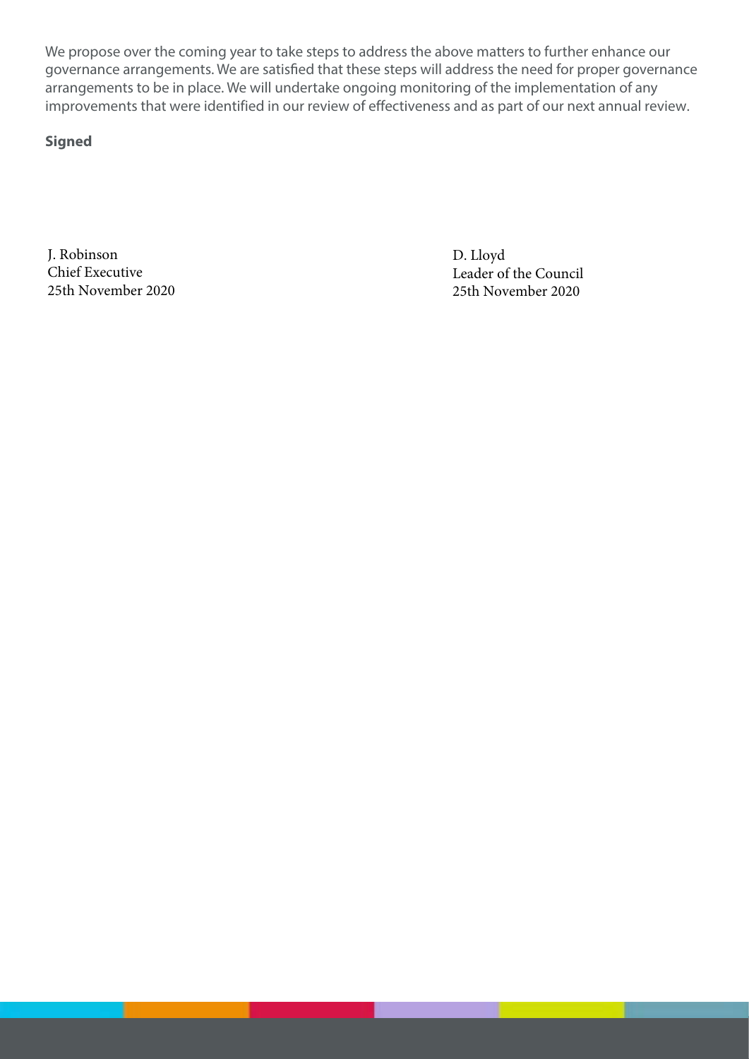We propose over the coming year to take steps to address the above matters to further enhance our governance arrangements. We are satisfied that these steps will address the need for proper governance arrangements to be in place. We will undertake ongoing monitoring of the implementation of any improvements that were identified in our review of effectiveness and as part of our next annual review.

**Signed**

J. Robinson
Chief Executive
25th November 2020

D. Lloyd
Leader of the Council
25th November 2020